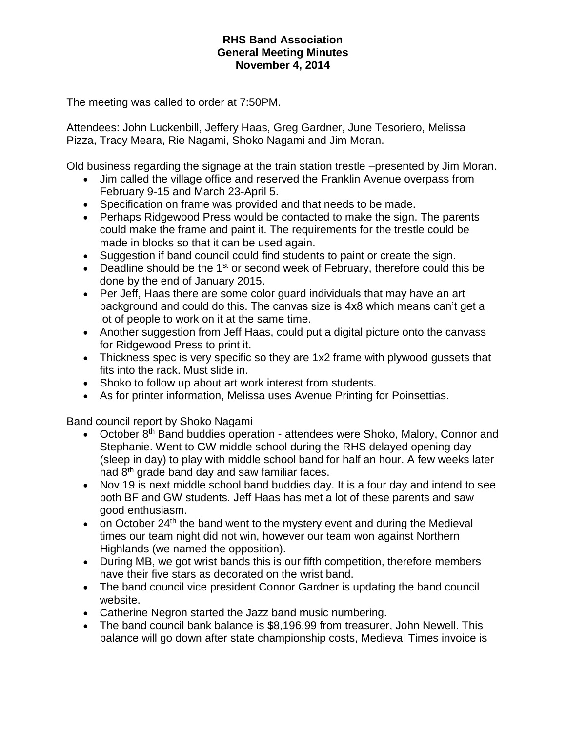**RHS Band Association**
**General Meeting Minutes**
**November 4, 2014**

The meeting was called to order at 7:50PM.

Attendees: John Luckenbill, Jeffery Haas, Greg Gardner, June Tesoriero, Melissa Pizza, Tracy Meara, Rie Nagami, Shoko Nagami and Jim Moran.

Old business regarding the signage at the train station trestle –presented by Jim Moran.

- Jim called the village office and reserved the Franklin Avenue overpass from February 9-15 and March 23-April 5.
- Specification on frame was provided and that needs to be made.
- Perhaps Ridgewood Press would be contacted to make the sign. The parents could make the frame and paint it. The requirements for the trestle could be made in blocks so that it can be used again.
- Suggestion if band council could find students to paint or create the sign.
- Deadline should be the 1st or second week of February, therefore could this be done by the end of January 2015.
- Per Jeff, Haas there are some color guard individuals that may have an art background and could do this. The canvas size is 4x8 which means can't get a lot of people to work on it at the same time.
- Another suggestion from Jeff Haas, could put a digital picture onto the canvass for Ridgewood Press to print it.
- Thickness spec is very specific so they are 1x2 frame with plywood gussets that fits into the rack. Must slide in.
- Shoko to follow up about art work interest from students.
- As for printer information, Melissa uses Avenue Printing for Poinsettias.

Band council report by Shoko Nagami

- October 8th Band buddies operation - attendees were Shoko, Malory, Connor and Stephanie. Went to GW middle school during the RHS delayed opening day (sleep in day) to play with middle school band for half an hour. A few weeks later had 8th grade band day and saw familiar faces.
- Nov 19 is next middle school band buddies day. It is a four day and intend to see both BF and GW students. Jeff Haas has met a lot of these parents and saw good enthusiasm.
- on October 24th the band went to the mystery event and during the Medieval times our team night did not win, however our team won against Northern Highlands (we named the opposition).
- During MB, we got wrist bands this is our fifth competition, therefore members have their five stars as decorated on the wrist band.
- The band council vice president Connor Gardner is updating the band council website.
- Catherine Negron started the Jazz band music numbering.
- The band council bank balance is $8,196.99 from treasurer, John Newell. This balance will go down after state championship costs, Medieval Times invoice is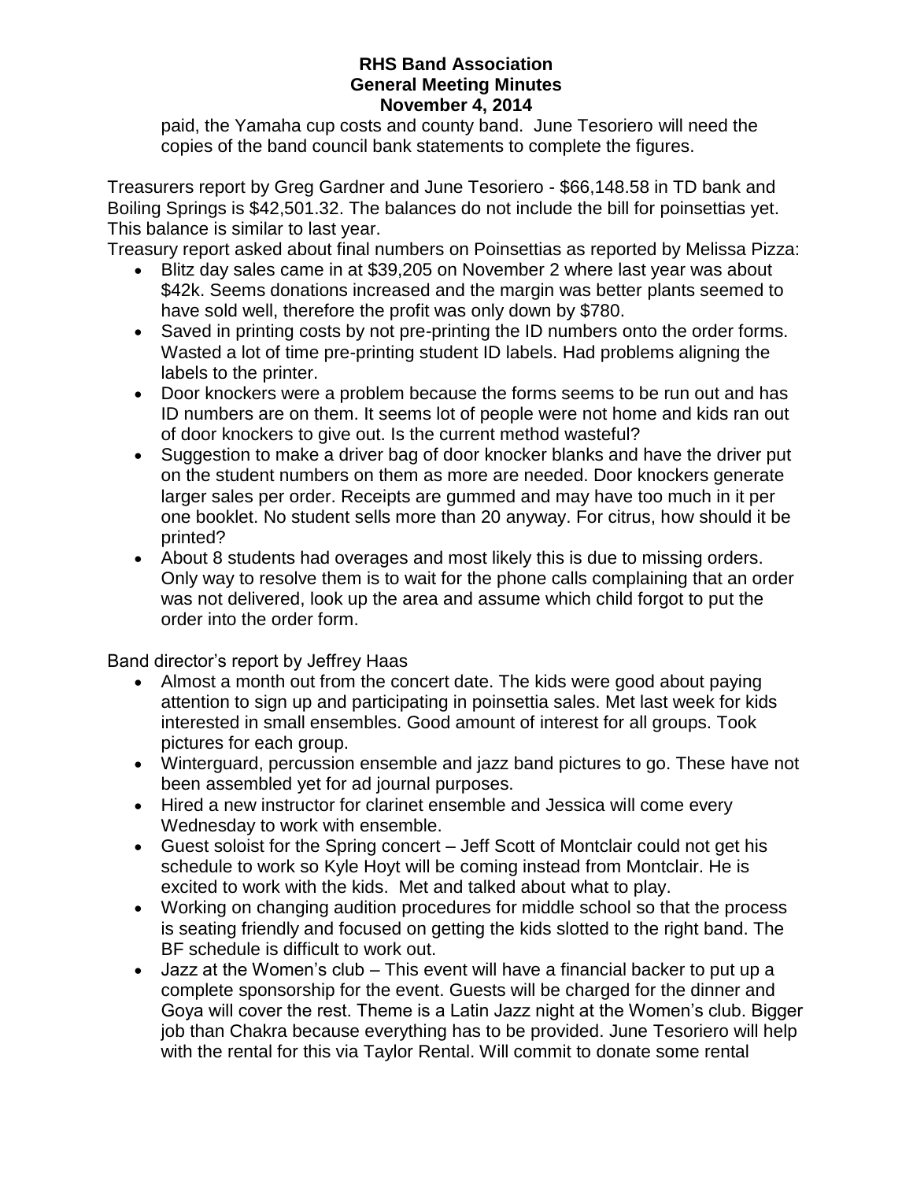paid, the Yamaha cup costs and county band. June Tesoriero will need the copies of the band council bank statements to complete the figures.

Treasurers report by Greg Gardner and June Tesoriero - $66,148.58 in TD bank and Boiling Springs is $42,501.32. The balances do not include the bill for poinsettias yet. This balance is similar to last year.

Treasury report asked about final numbers on Poinsettias as reported by Melissa Pizza:

- Blitz day sales came in at $39,205 on November 2 where last year was about $42k. Seems donations increased and the margin was better plants seemed to have sold well, therefore the profit was only down by $780.
- Saved in printing costs by not pre-printing the ID numbers onto the order forms. Wasted a lot of time pre-printing student ID labels. Had problems aligning the labels to the printer.
- Door knockers were a problem because the forms seems to be run out and has ID numbers are on them. It seems lot of people were not home and kids ran out of door knockers to give out. Is the current method wasteful?
- Suggestion to make a driver bag of door knocker blanks and have the driver put on the student numbers on them as more are needed. Door knockers generate larger sales per order. Receipts are gummed and may have too much in it per one booklet. No student sells more than 20 anyway. For citrus, how should it be printed?
- About 8 students had overages and most likely this is due to missing orders. Only way to resolve them is to wait for the phone calls complaining that an order was not delivered, look up the area and assume which child forgot to put the order into the order form.

Band director's report by Jeffrey Haas

- Almost a month out from the concert date. The kids were good about paying attention to sign up and participating in poinsettia sales. Met last week for kids interested in small ensembles. Good amount of interest for all groups. Took pictures for each group.
- Winterguard, percussion ensemble and jazz band pictures to go. These have not been assembled yet for ad journal purposes.
- Hired a new instructor for clarinet ensemble and Jessica will come every Wednesday to work with ensemble.
- Guest soloist for the Spring concert – Jeff Scott of Montclair could not get his schedule to work so Kyle Hoyt will be coming instead from Montclair. He is excited to work with the kids. Met and talked about what to play.
- Working on changing audition procedures for middle school so that the process is seating friendly and focused on getting the kids slotted to the right band. The BF schedule is difficult to work out.
- Jazz at the Women's club – This event will have a financial backer to put up a complete sponsorship for the event. Guests will be charged for the dinner and Goya will cover the rest. Theme is a Latin Jazz night at the Women's club. Bigger job than Chakra because everything has to be provided. June Tesoriero will help with the rental for this via Taylor Rental. Will commit to donate some rental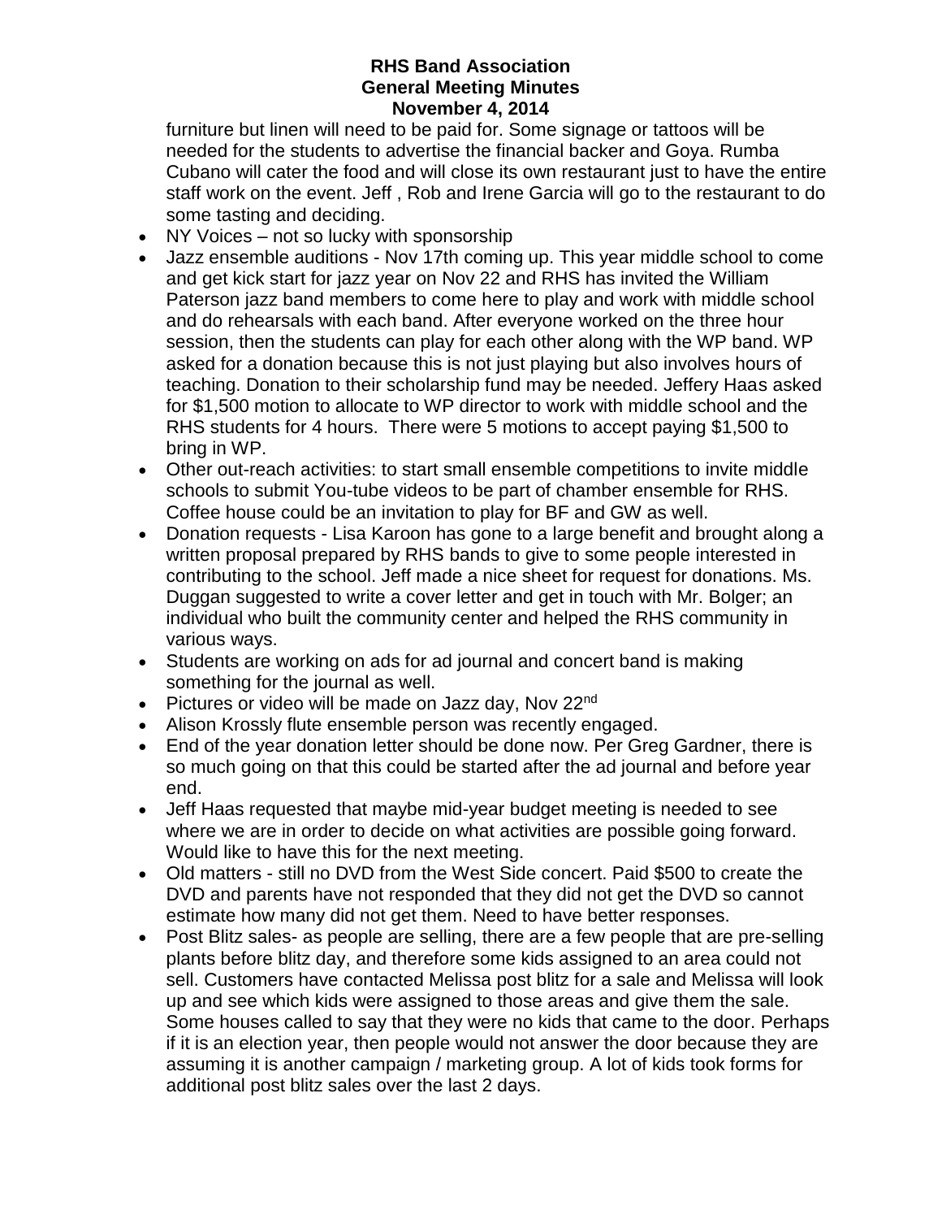furniture but linen will need to be paid for. Some signage or tattoos will be needed for the students to advertise the financial backer and Goya. Rumba Cubano will cater the food and will close its own restaurant just to have the entire staff work on the event. Jeff , Rob and Irene Garcia will go to the restaurant to do some tasting and deciding.

- NY Voices – not so lucky with sponsorship
- Jazz ensemble auditions - Nov 17th coming up. This year middle school to come and get kick start for jazz year on Nov 22 and RHS has invited the William Paterson jazz band members to come here to play and work with middle school and do rehearsals with each band. After everyone worked on the three hour session, then the students can play for each other along with the WP band. WP asked for a donation because this is not just playing but also involves hours of teaching. Donation to their scholarship fund may be needed. Jeffery Haas asked for $1,500 motion to allocate to WP director to work with middle school and the RHS students for 4 hours. There were 5 motions to accept paying $1,500 to bring in WP.
- Other out-reach activities: to start small ensemble competitions to invite middle schools to submit You-tube videos to be part of chamber ensemble for RHS. Coffee house could be an invitation to play for BF and GW as well.
- Donation requests - Lisa Karoon has gone to a large benefit and brought along a written proposal prepared by RHS bands to give to some people interested in contributing to the school. Jeff made a nice sheet for request for donations. Ms. Duggan suggested to write a cover letter and get in touch with Mr. Bolger; an individual who built the community center and helped the RHS community in various ways.
- Students are working on ads for ad journal and concert band is making something for the journal as well.
- Pictures or video will be made on Jazz day, Nov 22nd
- Alison Krossly flute ensemble person was recently engaged.
- End of the year donation letter should be done now. Per Greg Gardner, there is so much going on that this could be started after the ad journal and before year end.
- Jeff Haas requested that maybe mid-year budget meeting is needed to see where we are in order to decide on what activities are possible going forward. Would like to have this for the next meeting.
- Old matters - still no DVD from the West Side concert. Paid $500 to create the DVD and parents have not responded that they did not get the DVD so cannot estimate how many did not get them. Need to have better responses.
- Post Blitz sales- as people are selling, there are a few people that are pre-selling plants before blitz day, and therefore some kids assigned to an area could not sell. Customers have contacted Melissa post blitz for a sale and Melissa will look up and see which kids were assigned to those areas and give them the sale. Some houses called to say that they were no kids that came to the door. Perhaps if it is an election year, then people would not answer the door because they are assuming it is another campaign / marketing group. A lot of kids took forms for additional post blitz sales over the last 2 days.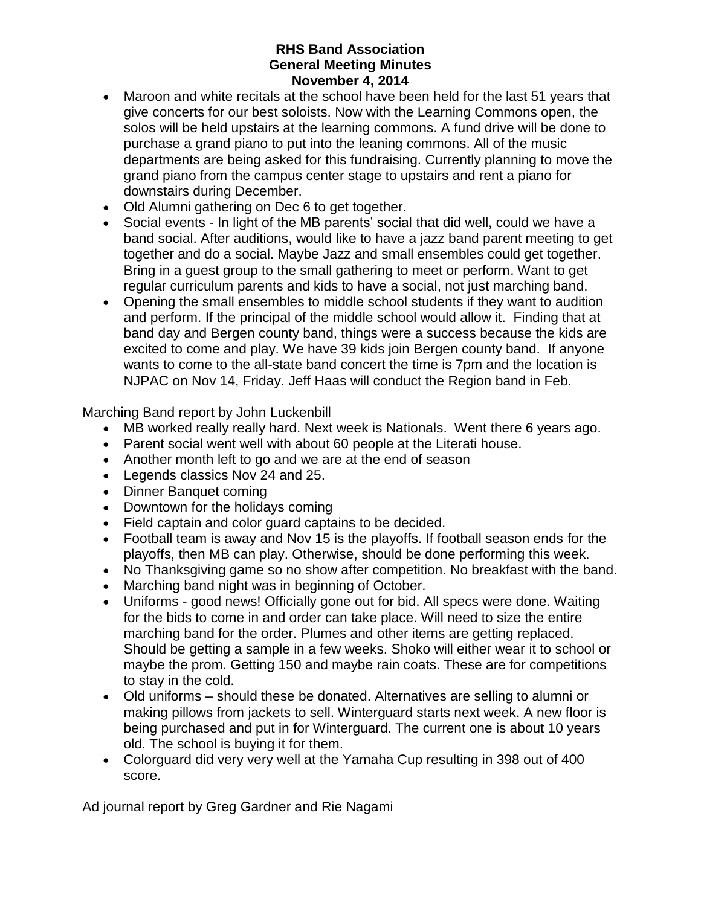**RHS Band Association**
**General Meeting Minutes**
**November 4, 2014**

- Maroon and white recitals at the school have been held for the last 51 years that give concerts for our best soloists. Now with the Learning Commons open, the solos will be held upstairs at the learning commons. A fund drive will be done to purchase a grand piano to put into the leaning commons. All of the music departments are being asked for this fundraising. Currently planning to move the grand piano from the campus center stage to upstairs and rent a piano for downstairs during December.
- Old Alumni gathering on Dec 6 to get together.
- Social events - In light of the MB parents' social that did well, could we have a band social. After auditions, would like to have a jazz band parent meeting to get together and do a social. Maybe Jazz and small ensembles could get together. Bring in a guest group to the small gathering to meet or perform. Want to get regular curriculum parents and kids to have a social, not just marching band.
- Opening the small ensembles to middle school students if they want to audition and perform. If the principal of the middle school would allow it. Finding that at band day and Bergen county band, things were a success because the kids are excited to come and play. We have 39 kids join Bergen county band. If anyone wants to come to the all-state band concert the time is 7pm and the location is NJPAC on Nov 14, Friday. Jeff Haas will conduct the Region band in Feb.

Marching Band report by John Luckenbill

- MB worked really really hard. Next week is Nationals. Went there 6 years ago.
- Parent social went well with about 60 people at the Literati house.
- Another month left to go and we are at the end of season
- Legends classics Nov 24 and 25.
- Dinner Banquet coming
- Downtown for the holidays coming
- Field captain and color guard captains to be decided.
- Football team is away and Nov 15 is the playoffs. If football season ends for the playoffs, then MB can play. Otherwise, should be done performing this week.
- No Thanksgiving game so no show after competition. No breakfast with the band.
- Marching band night was in beginning of October.
- Uniforms - good news! Officially gone out for bid. All specs were done. Waiting for the bids to come in and order can take place. Will need to size the entire marching band for the order. Plumes and other items are getting replaced. Should be getting a sample in a few weeks. Shoko will either wear it to school or maybe the prom. Getting 150 and maybe rain coats. These are for competitions to stay in the cold.
- Old uniforms – should these be donated. Alternatives are selling to alumni or making pillows from jackets to sell. Winterguard starts next week. A new floor is being purchased and put in for Winterguard. The current one is about 10 years old. The school is buying it for them.
- Colorguard did very very well at the Yamaha Cup resulting in 398 out of 400 score.

Ad journal report by Greg Gardner and Rie Nagami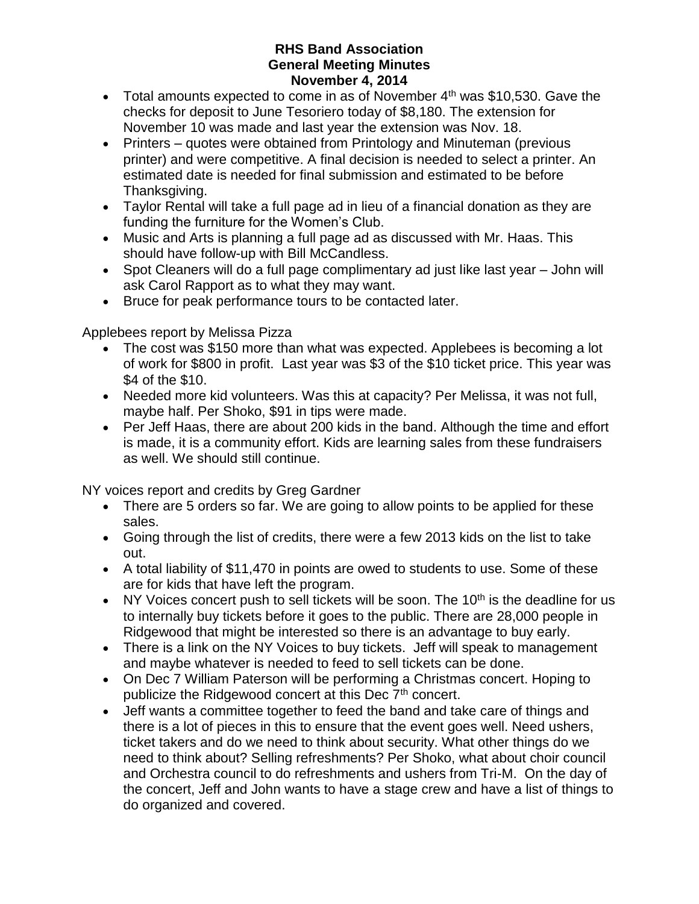**RHS Band Association**
**General Meeting Minutes**
**November 4, 2014**

- Total amounts expected to come in as of November 4th was $10,530. Gave the checks for deposit to June Tesoriero today of $8,180. The extension for November 10 was made and last year the extension was Nov. 18.
- Printers – quotes were obtained from Printology and Minuteman (previous printer) and were competitive. A final decision is needed to select a printer. An estimated date is needed for final submission and estimated to be before Thanksgiving.
- Taylor Rental will take a full page ad in lieu of a financial donation as they are funding the furniture for the Women's Club.
- Music and Arts is planning a full page ad as discussed with Mr. Haas. This should have follow-up with Bill McCandless.
- Spot Cleaners will do a full page complimentary ad just like last year – John will ask Carol Rapport as to what they may want.
- Bruce for peak performance tours to be contacted later.

Applebees report by Melissa Pizza

- The cost was $150 more than what was expected. Applebees is becoming a lot of work for $800 in profit. Last year was $3 of the $10 ticket price. This year was $4 of the $10.
- Needed more kid volunteers. Was this at capacity? Per Melissa, it was not full, maybe half. Per Shoko, $91 in tips were made.
- Per Jeff Haas, there are about 200 kids in the band. Although the time and effort is made, it is a community effort. Kids are learning sales from these fundraisers as well. We should still continue.

NY voices report and credits by Greg Gardner

- There are 5 orders so far. We are going to allow points to be applied for these sales.
- Going through the list of credits, there were a few 2013 kids on the list to take out.
- A total liability of $11,470 in points are owed to students to use. Some of these are for kids that have left the program.
- NY Voices concert push to sell tickets will be soon. The 10th is the deadline for us to internally buy tickets before it goes to the public. There are 28,000 people in Ridgewood that might be interested so there is an advantage to buy early.
- There is a link on the NY Voices to buy tickets. Jeff will speak to management and maybe whatever is needed to feed to sell tickets can be done.
- On Dec 7 William Paterson will be performing a Christmas concert. Hoping to publicize the Ridgewood concert at this Dec 7th concert.
- Jeff wants a committee together to feed the band and take care of things and there is a lot of pieces in this to ensure that the event goes well. Need ushers, ticket takers and do we need to think about security. What other things do we need to think about? Selling refreshments? Per Shoko, what about choir council and Orchestra council to do refreshments and ushers from Tri-M. On the day of the concert, Jeff and John wants to have a stage crew and have a list of things to do organized and covered.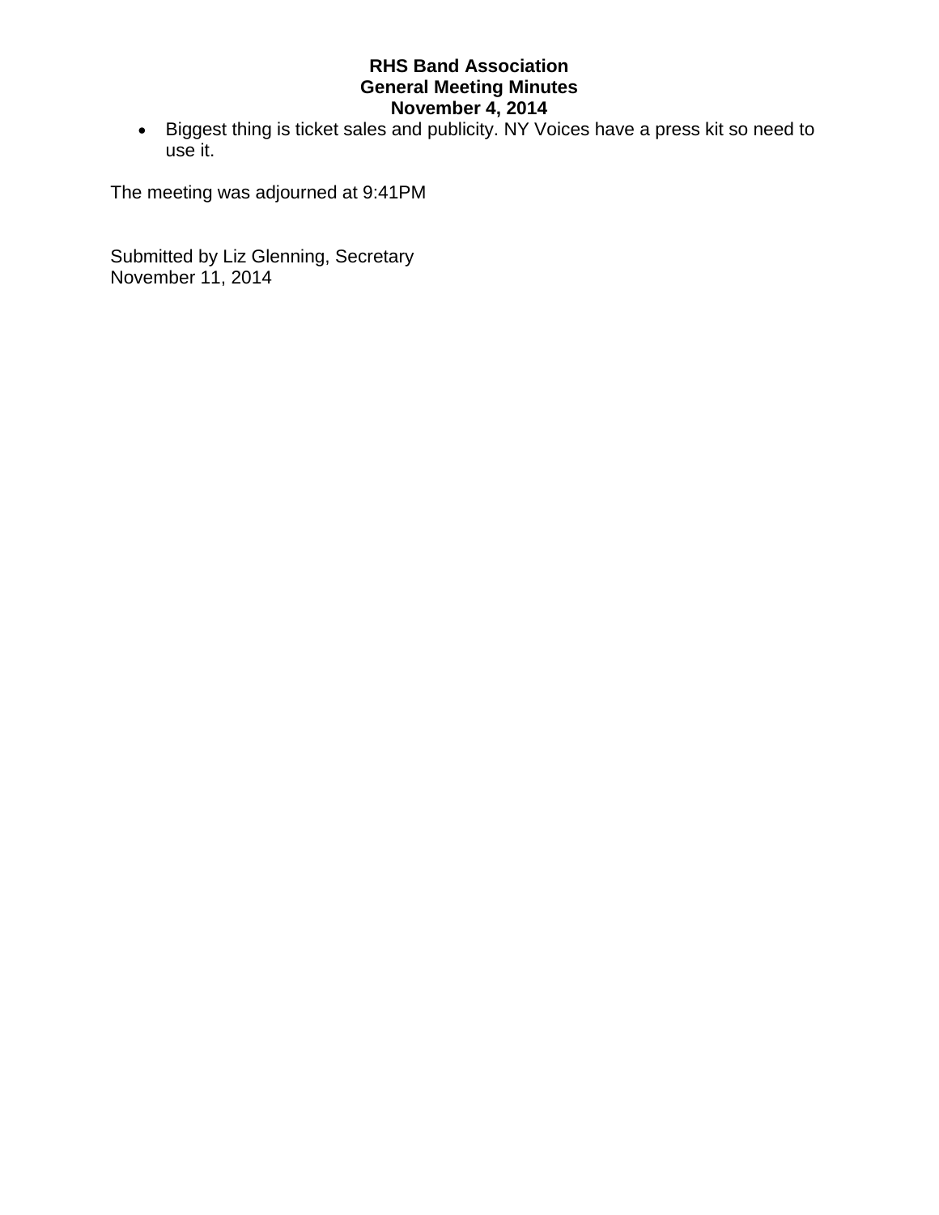- Biggest thing is ticket sales and publicity. NY Voices have a press kit so need to use it.

The meeting was adjourned at 9:41PM

Submitted by Liz Glenning, Secretary
November 11, 2014